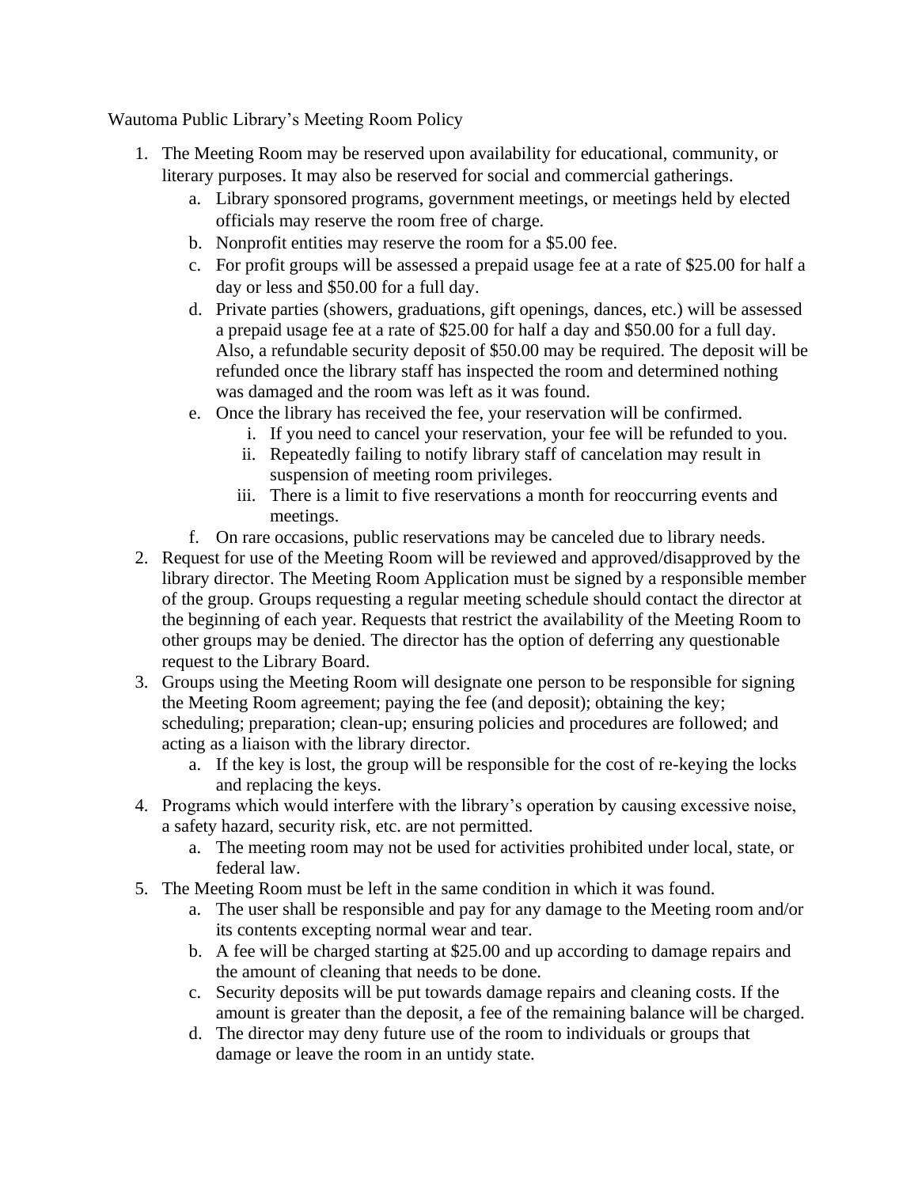# Wautoma Public Library's Meeting Room Policy

1. The Meeting Room may be reserved upon availability for educational, community, or literary purposes. It may also be reserved for social and commercial gatherings.
    a. Library sponsored programs, government meetings, or meetings held by elected officials may reserve the room free of charge.
    b. Nonprofit entities may reserve the room for a $5.00 fee.
    c. For profit groups will be assessed a prepaid usage fee at a rate of $25.00 for half a day or less and $50.00 for a full day.
    d. Private parties (showers, graduations, gift openings, dances, etc.) will be assessed a prepaid usage fee at a rate of $25.00 for half a day and $50.00 for a full day. Also, a refundable security deposit of $50.00 may be required. The deposit will be refunded once the library staff has inspected the room and determined nothing was damaged and the room was left as it was found.
    e. Once the library has received the fee, your reservation will be confirmed.
        i. If you need to cancel your reservation, your fee will be refunded to you.
        ii. Repeatedly failing to notify library staff of cancelation may result in suspension of meeting room privileges.
        iii. There is a limit to five reservations a month for reoccurring events and meetings.
    f. On rare occasions, public reservations may be canceled due to library needs.
2. Request for use of the Meeting Room will be reviewed and approved/disapproved by the library director. The Meeting Room Application must be signed by a responsible member of the group. Groups requesting a regular meeting schedule should contact the director at the beginning of each year. Requests that restrict the availability of the Meeting Room to other groups may be denied. The director has the option of deferring any questionable request to the Library Board.
3. Groups using the Meeting Room will designate one person to be responsible for signing the Meeting Room agreement; paying the fee (and deposit); obtaining the key; scheduling; preparation; clean-up; ensuring policies and procedures are followed; and acting as a liaison with the library director.
    a. If the key is lost, the group will be responsible for the cost of re-keying the locks and replacing the keys.
4. Programs which would interfere with the library's operation by causing excessive noise, a safety hazard, security risk, etc. are not permitted.
    a. The meeting room may not be used for activities prohibited under local, state, or federal law.
5. The Meeting Room must be left in the same condition in which it was found.
    a. The user shall be responsible and pay for any damage to the Meeting room and/or its contents excepting normal wear and tear.
    b. A fee will be charged starting at $25.00 and up according to damage repairs and the amount of cleaning that needs to be done.
    c. Security deposits will be put towards damage repairs and cleaning costs. If the amount is greater than the deposit, a fee of the remaining balance will be charged.
    d. The director may deny future use of the room to individuals or groups that damage or leave the room in an untidy state.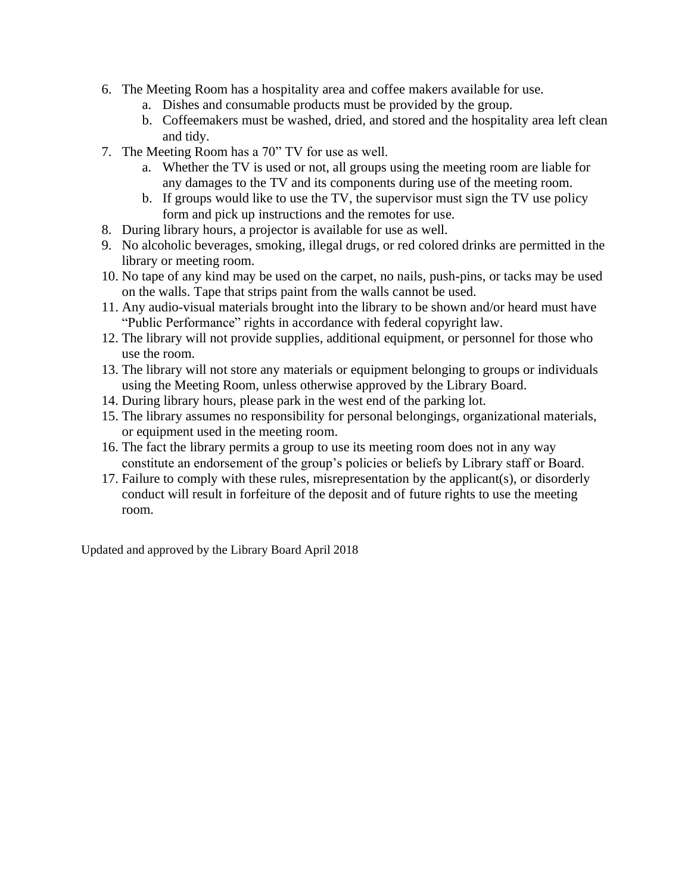6. The Meeting Room has a hospitality area and coffee makers available for use.
    a. Dishes and consumable products must be provided by the group.
    b. Coffeemakers must be washed, dried, and stored and the hospitality area left clean and tidy.
7. The Meeting Room has a 70" TV for use as well.
    a. Whether the TV is used or not, all groups using the meeting room are liable for any damages to the TV and its components during use of the meeting room.
    b. If groups would like to use the TV, the supervisor must sign the TV use policy form and pick up instructions and the remotes for use.
8. During library hours, a projector is available for use as well.
9. No alcoholic beverages, smoking, illegal drugs, or red colored drinks are permitted in the library or meeting room.
10. No tape of any kind may be used on the carpet, no nails, push-pins, or tacks may be used on the walls. Tape that strips paint from the walls cannot be used.
11. Any audio-visual materials brought into the library to be shown and/or heard must have "Public Performance" rights in accordance with federal copyright law.
12. The library will not provide supplies, additional equipment, or personnel for those who use the room.
13. The library will not store any materials or equipment belonging to groups or individuals using the Meeting Room, unless otherwise approved by the Library Board.
14. During library hours, please park in the west end of the parking lot.
15. The library assumes no responsibility for personal belongings, organizational materials, or equipment used in the meeting room.
16. The fact the library permits a group to use its meeting room does not in any way constitute an endorsement of the group's policies or beliefs by Library staff or Board.
17. Failure to comply with these rules, misrepresentation by the applicant(s), or disorderly conduct will result in forfeiture of the deposit and of future rights to use the meeting room.

Updated and approved by the Library Board April 2018